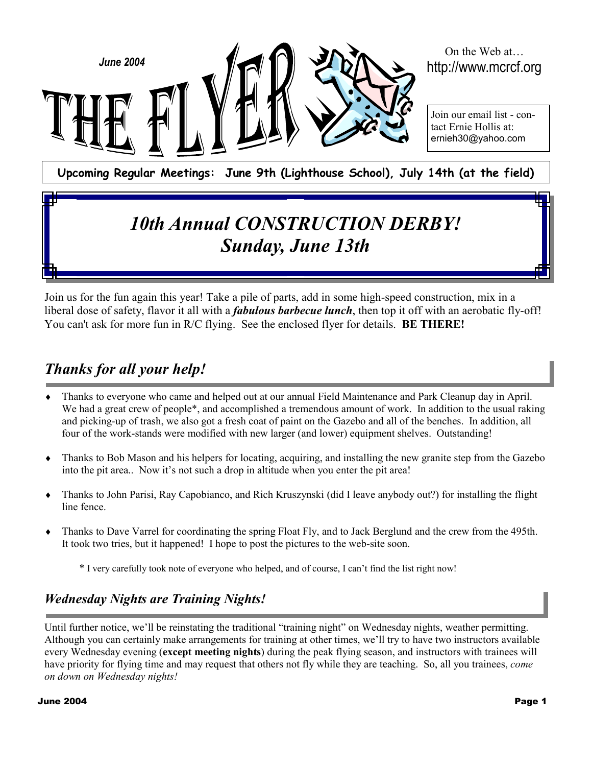June 2004

# THE FLYER

On the Web at…
http://www.mcrcf.org

Join our email list - contact Ernie Hollis at:
ernieh30@yahoo.com

**Upcoming Regular Meetings: June 9th (Lighthouse School), July 14th (at the field)**

## *10th Annual CONSTRUCTION DERBY!*
## *Sunday, June 13th*

Join us for the fun again this year! Take a pile of parts, add in some high-speed construction, mix in a liberal dose of safety, flavor it all with a ***fabulous barbecue lunch***, then top it off with an aerobatic fly-off! You can't ask for more fun in R/C flying. See the enclosed flyer for details. **BE THERE!**

## *Thanks for all your help!*

- Thanks to everyone who came and helped out at our annual Field Maintenance and Park Cleanup day in April. We had a great crew of people*, and accomplished a tremendous amount of work. In addition to the usual raking and picking-up of trash, we also got a fresh coat of paint on the Gazebo and all of the benches. In addition, all four of the work-stands were modified with new larger (and lower) equipment shelves. Outstanding!
- Thanks to Bob Mason and his helpers for locating, acquiring, and installing the new granite step from the Gazebo into the pit area.. Now it's not such a drop in altitude when you enter the pit area!
- Thanks to John Parisi, Ray Capobianco, and Rich Kruszynski (did I leave anybody out?) for installing the flight line fence.
- Thanks to Dave Varrel for coordinating the spring Float Fly, and to Jack Berglund and the crew from the 495th. It took two tries, but it happened! I hope to post the pictures to the web-site soon.

\* I very carefully took note of everyone who helped, and of course, I can't find the list right now!

### *Wednesday Nights are Training Nights!*

Until further notice, we'll be reinstating the traditional "training night" on Wednesday nights, weather permitting. Although you can certainly make arrangements for training at other times, we'll try to have two instructors available every Wednesday evening (**except meeting nights**) during the peak flying season, and instructors with trainees will have priority for flying time and may request that others not fly while they are teaching. So, all you trainees, *come on down on Wednesday nights!*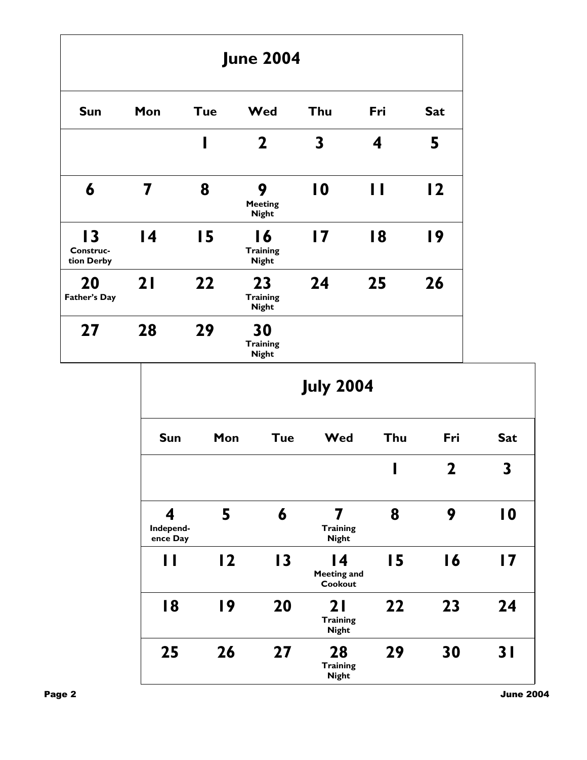## June 2004

| Sun | Mon | Tue | Wed | Thu | Fri | Sat |
|---|---|---|---|---|---|---|
| | | 1 | 2 | 3 | 4 | 5 |
| 6 | 7 | 8 | 9 Meeting Night | 10 | 11 | 12 |
| 13 Construction Derby | 14 | 15 | 16 Training Night | 17 | 18 | 19 |
| 20 Father's Day | 21 | 22 | 23 Training Night | 24 | 25 | 26 |
| 27 | 28 | 29 | 30 Training Night | | | |

## July 2004

| Sun | Mon | Tue | Wed | Thu | Fri | Sat |
|---|---|---|---|---|---|---|
| | | | | 1 | 2 | 3 |
| 4 Independence Day | 5 | 6 | 7 Training Night | 8 | 9 | 10 |
| 11 | 12 | 13 | 14 Meeting and Cookout | 15 | 16 | 17 |
| 18 | 19 | 20 | 21 Training Night | 22 | 23 | 24 |
| 25 | 26 | 27 | 28 Training Night | 29 | 30 | 31 |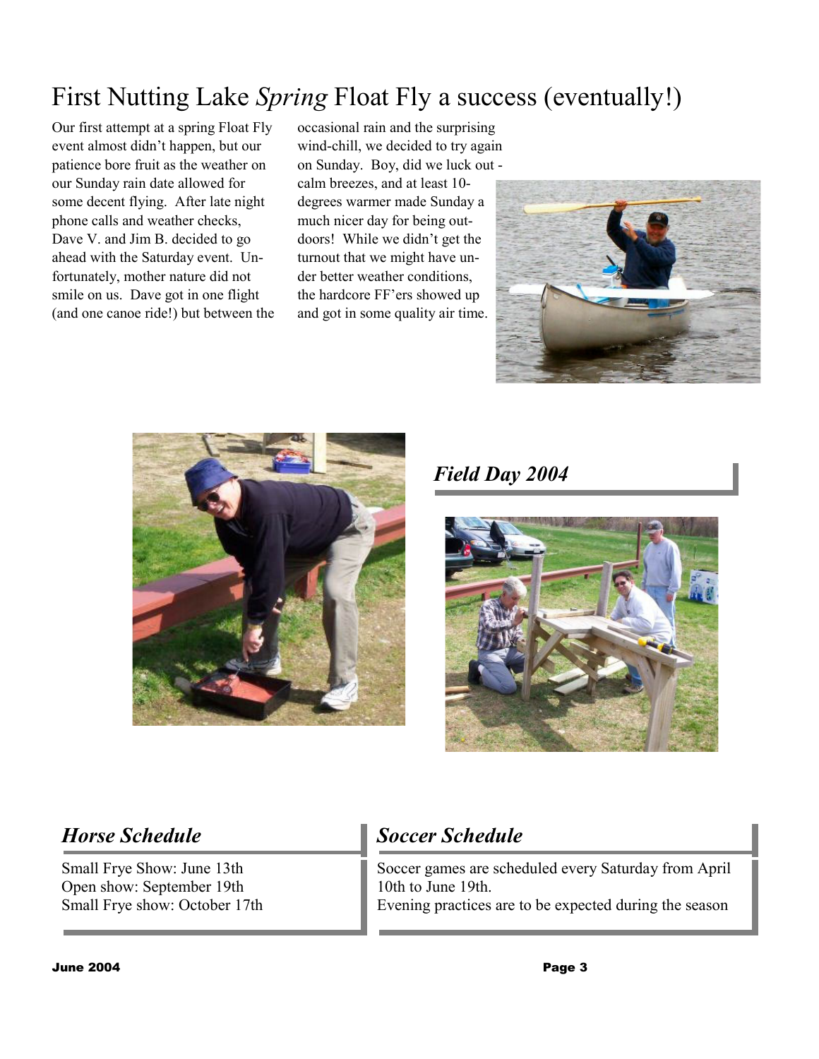# First Nutting Lake *Spring* Float Fly a success (eventually!)

Our first attempt at a spring Float Fly event almost didn't happen, but our patience bore fruit as the weather on our Sunday rain date allowed for some decent flying. After late night phone calls and weather checks, Dave V. and Jim B. decided to go ahead with the Saturday event. Unfortunately, mother nature did not smile on us. Dave got in one flight (and one canoe ride!) but between the occasional rain and the surprising wind-chill, we decided to try again on Sunday. Boy, did we luck out - calm breezes, and at least 10-degrees warmer made Sunday a much nicer day for being outdoors! While we didn't get the turnout that we might have under better weather conditions, the hardcore FF'ers showed up and got in some quality air time.

## *Field Day 2004*

## *Horse Schedule*

Small Frye Show: June 13th
Open show: September 19th
Small Frye show: October 17th

## *Soccer Schedule*

Soccer games are scheduled every Saturday from April 10th to June 19th.
Evening practices are to be expected during the season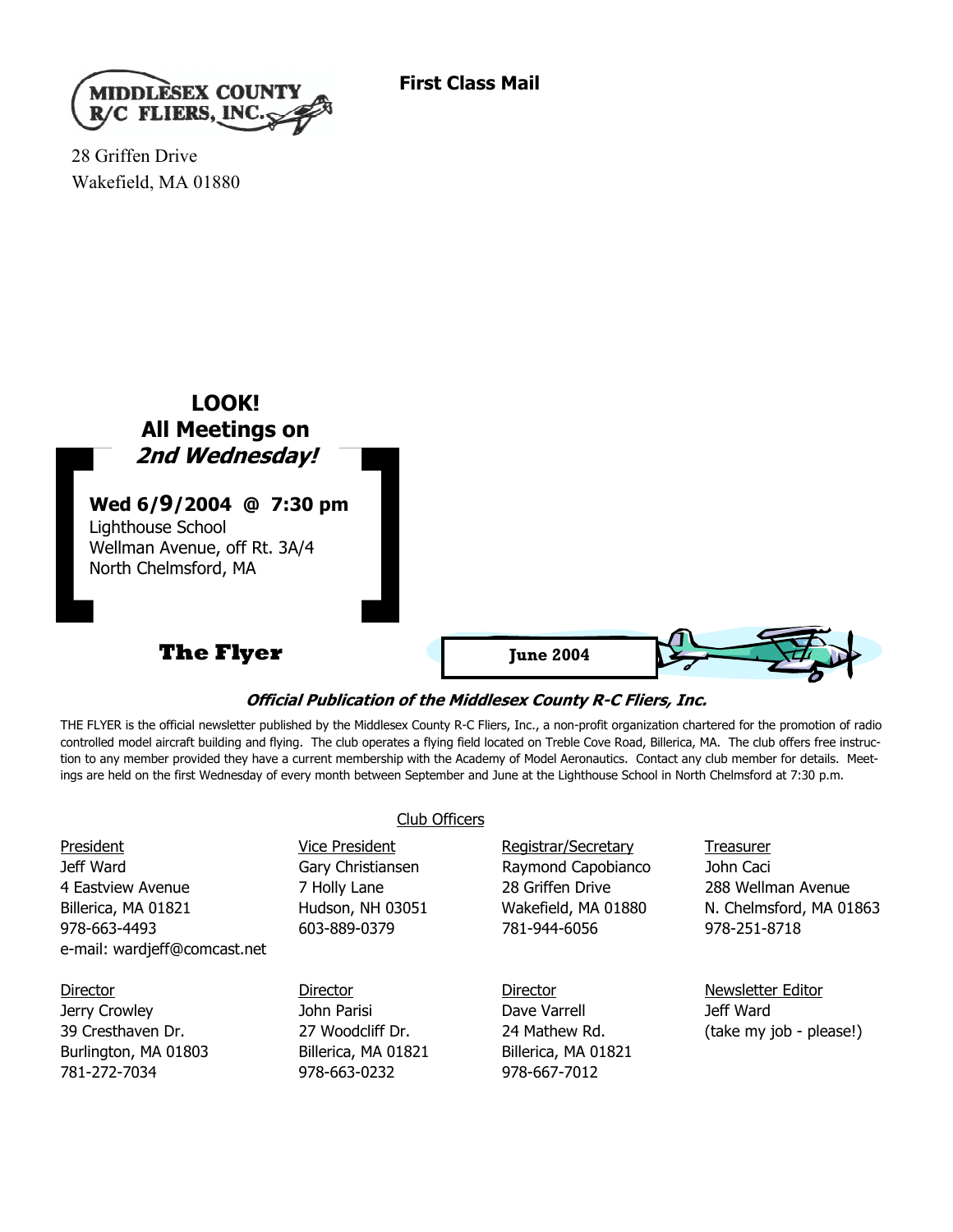MIDDLESEX COUNTY R/C FLIERS, INC.

28 Griffen Drive
Wakefield, MA 01880

**First Class Mail**

**LOOK!**
**All Meetings on**
***2nd Wednesday!***

**Wed 6/9/2004 @ 7:30 pm**
Lighthouse School
Wellman Avenue, off Rt. 3A/4
North Chelmsford, MA

# The Flyer

**June 2004**

***Official Publication of the Middlesex County R-C Fliers, Inc.***

THE FLYER is the official newsletter published by the Middlesex County R-C Fliers, Inc., a non-profit organization chartered for the promotion of radio controlled model aircraft building and flying. The club operates a flying field located on Treble Cove Road, Billerica, MA. The club offers free instruction to any member provided they have a current membership with the Academy of Model Aeronautics. Contact any club member for details. Meetings are held on the first Wednesday of every month between September and June at the Lighthouse School in North Chelmsford at 7:30 p.m.

## Club Officers

President
Jeff Ward
4 Eastview Avenue
Billerica, MA 01821
978-663-4493
e-mail: wardjeff@comcast.net

Vice President
Gary Christiansen
7 Holly Lane
Hudson, NH 03051
603-889-0379

Registrar/Secretary
Raymond Capobianco
28 Griffen Drive
Wakefield, MA 01880
781-944-6056

Treasurer
John Caci
288 Wellman Avenue
N. Chelmsford, MA 01863
978-251-8718

Director
Jerry Crowley
39 Cresthaven Dr.
Burlington, MA 01803
781-272-7034

Director
John Parisi
27 Woodcliff Dr.
Billerica, MA 01821
978-663-0232

Director
Dave Varrell
24 Mathew Rd.
Billerica, MA 01821
978-667-7012

Newsletter Editor
Jeff Ward
(take my job - please!)